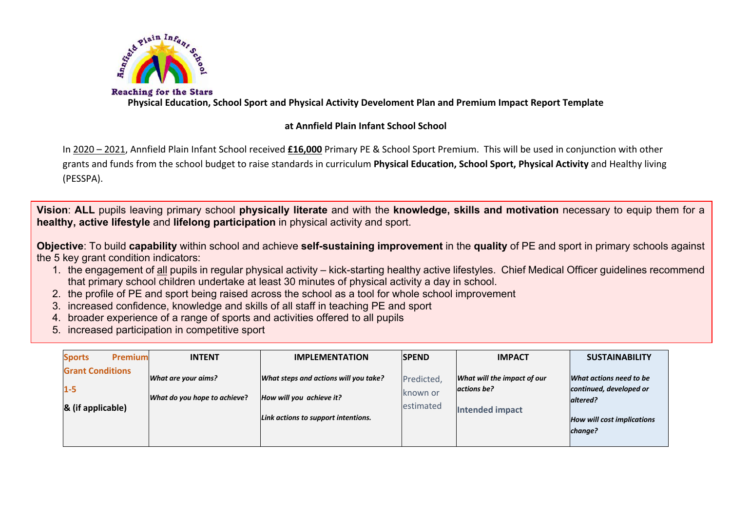Reaching for the Stars

**Physical Education, School Sport and Physical Activity Develoment Plan and Premium Impact Report Template**

**at Annfield Plain Infant School School**

In 2020 – 2021, Annfield Plain Infant School received **£16,000** Primary PE & School Sport Premium. This will be used in conjunction with other grants and funds from the school budget to raise standards in curriculum **Physical Education, School Sport, Physical Activity** and Healthy living (PESSPA).

**Vision**: **ALL** pupils leaving primary school **physically literate** and with the **knowledge, skills and motivation** necessary to equip them for a **healthy, active lifestyle** and **lifelong participation** in physical activity and sport.

**Objective**: To build **capability** within school and achieve **self-sustaining improvement** in the **quality** of PE and sport in primary schools against the 5 key grant condition indicators:

1. the engagement of all pupils in regular physical activity – kick-starting healthy active lifestyles. Chief Medical Officer guidelines recommend that primary school children undertake at least 30 minutes of physical activity a day in school.
2. the profile of PE and sport being raised across the school as a tool for whole school improvement
3. increased confidence, knowledge and skills of all staff in teaching PE and sport
4. broader experience of a range of sports and activities offered to all pupils
5. increased participation in competitive sport

| **Sports Premium Grant Conditions 1-5 & (if applicable)** | **INTENT**<br>*What are your aims?*<br>*What do you hope to achieve?* | **IMPLEMENTATION**<br>*What steps and actions will you take?*<br>*How will you achieve it?*<br>*Link actions to support intentions.* | **SPEND**<br>Predicted, known or estimated | **IMPACT**<br>*What will the impact of our actions be?*<br>**Intended impact** | **SUSTAINABILITY**<br>*What actions need to be continued, developed or altered?*<br>*How will cost implications change?* |
|---|---|---|---|---|---|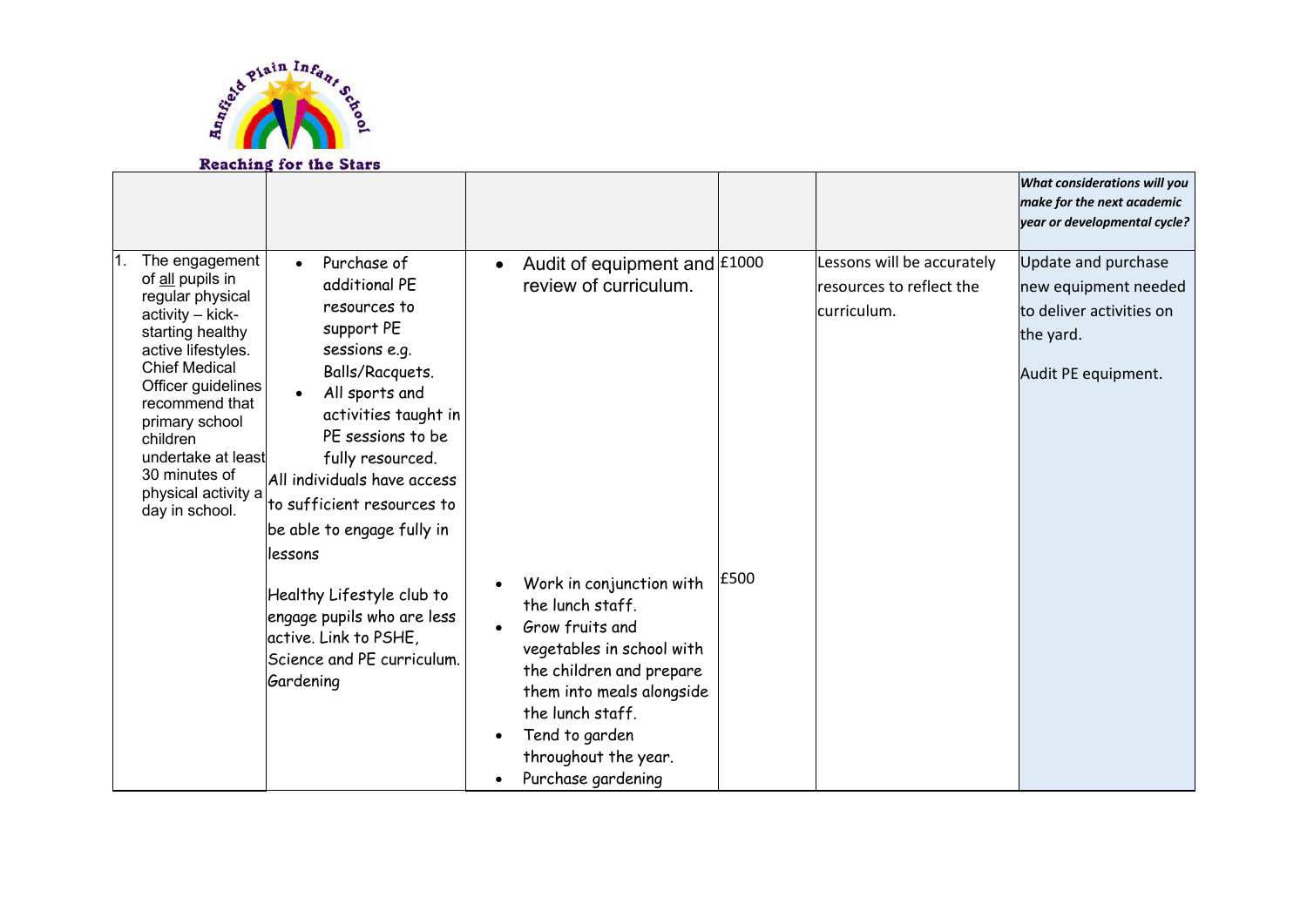Annfield Plain Infant School

Reaching for the Stars

| | | | | | *What considerations will you make for the next academic year or developmental cycle?* |
|---|---|---|---|---|---|
| 1. The engagement of all pupils in regular physical activity – kick-starting healthy active lifestyles. Chief Medical Officer guidelines recommend that primary school children undertake at least 30 minutes of physical activity a day in school. | • Purchase of additional PE resources to support PE sessions e.g. Balls/Racquets.<br>• All sports and activities taught in PE sessions to be fully resourced.<br>All individuals have access to sufficient resources to be able to engage fully in lessons<br><br>Healthy Lifestyle club to engage pupils who are less active. Link to PSHE, Science and PE curriculum. Gardening | • Audit of equipment and review of curriculum.<br><br>• Work in conjunction with the lunch staff.<br>• Grow fruits and vegetables in school with the children and prepare them into meals alongside the lunch staff.<br>• Tend to garden throughout the year.<br>• Purchase gardening | £1000<br><br>£500 | Lessons will be accurately resources to reflect the curriculum. | Update and purchase new equipment needed to deliver activities on the yard.<br><br>Audit PE equipment. |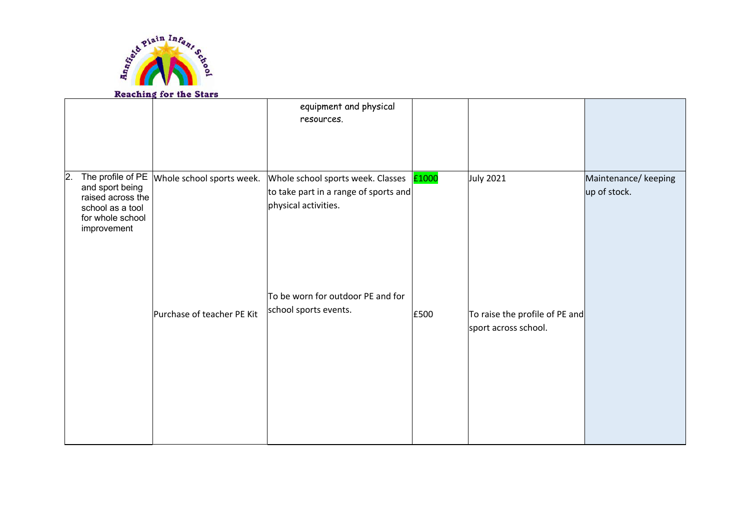| | | | | | |
|---|---|---|---|---|---|
| | | equipment and physical resources. | | | |
| 2. The profile of PE and sport being raised across the school as a tool for whole school improvement | Whole school sports week. | Whole school sports week. Classes to take part in a range of sports and physical activities. | £1000 | July 2021 | Maintenance/ keeping up of stock. |
| | Purchase of teacher PE Kit | To be worn for outdoor PE and for school sports events. | £500 | To raise the profile of PE and sport across school. | |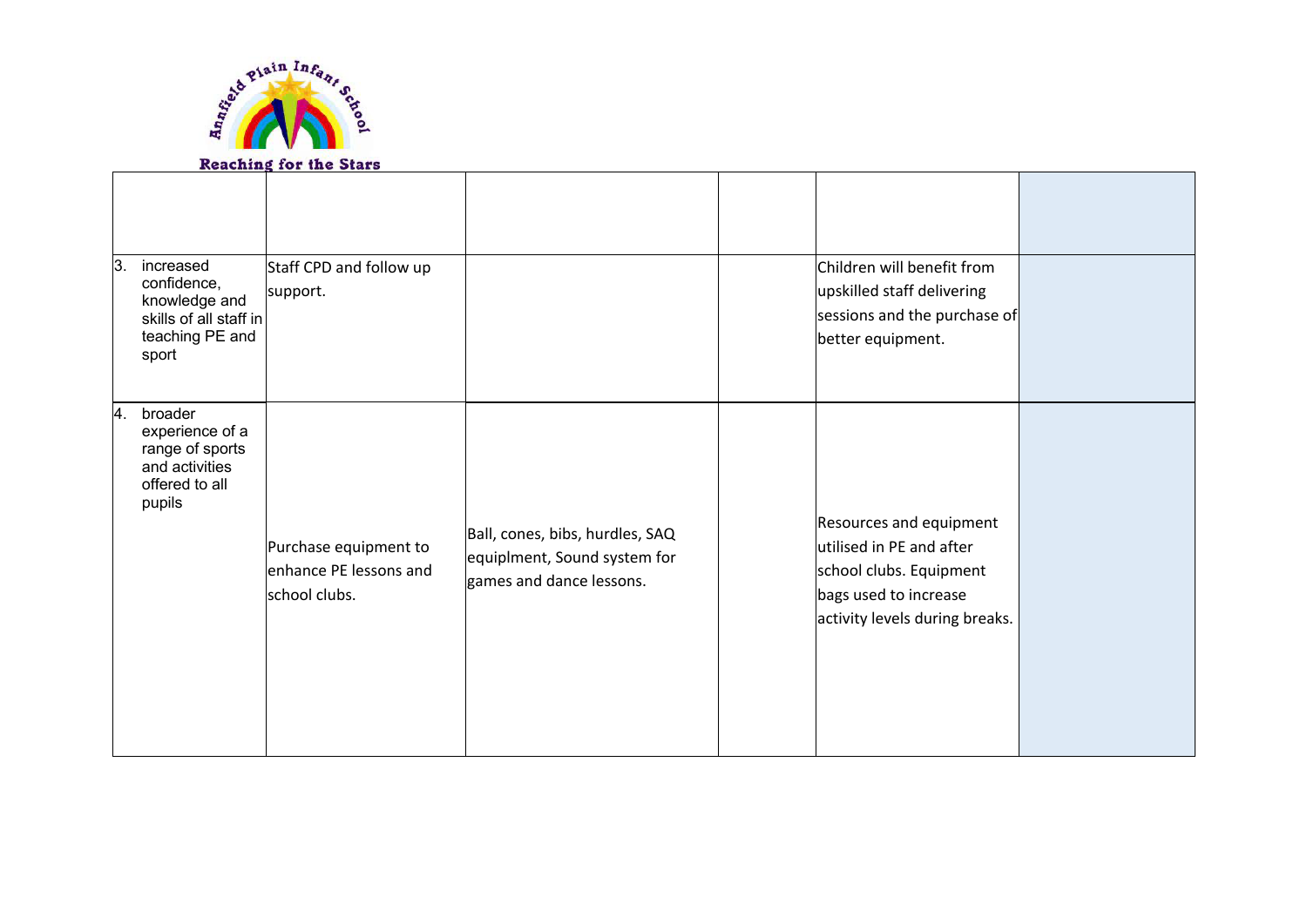| | | | | | |
|---|---|---|---|---|---|
| | | | | | |
| 3. increased confidence, knowledge and skills of all staff in teaching PE and sport | Staff CPD and follow up support. | | | Children will benefit from upskilled staff delivering sessions and the purchase of better equipment. | |
| 4. broader experience of a range of sports and activities offered to all pupils | Purchase equipment to enhance PE lessons and school clubs. | Ball, cones, bibs, hurdles, SAQ equiplment, Sound system for games and dance lessons. | | Resources and equipment utilised in PE and after school clubs. Equipment bags used to increase activity levels during breaks. | |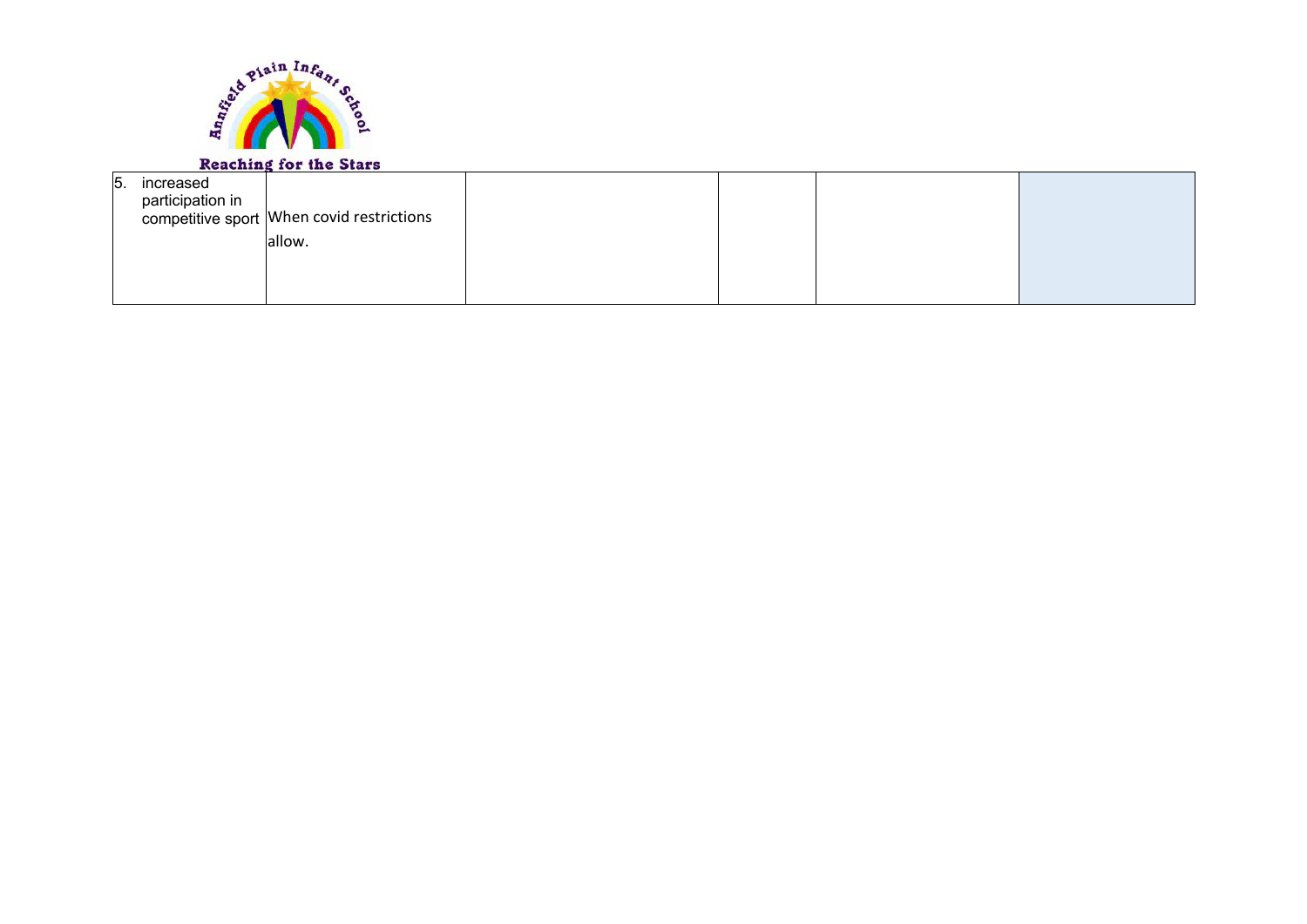Reaching for the Stars

| | | | | | |
|---|---|---|---|---|---|
| 5. increased participation in competitive sport | When covid restrictions allow. | | | | |